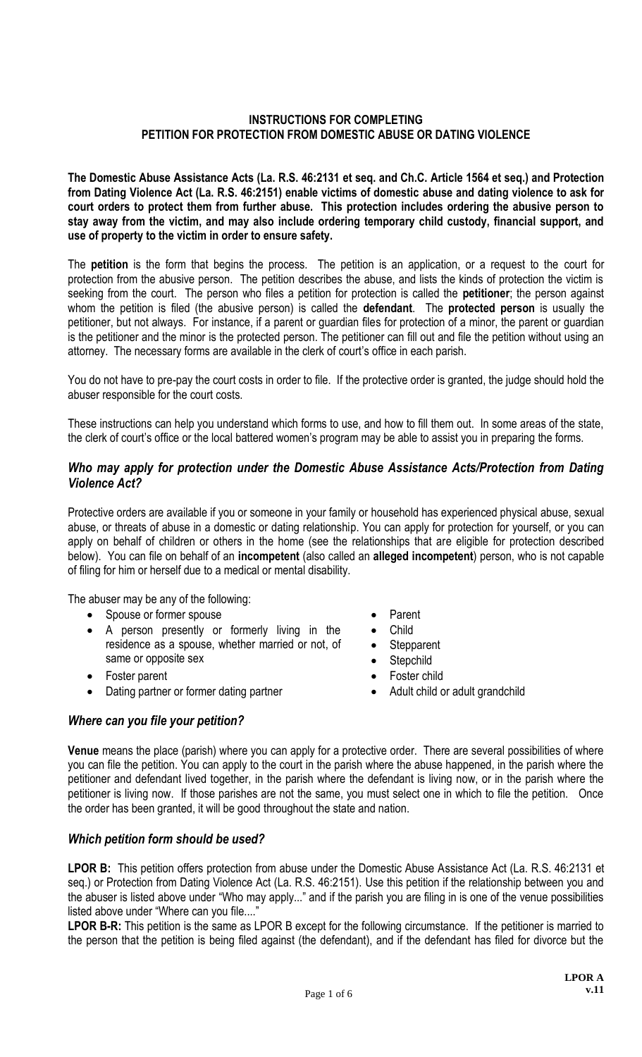# INSTRUCTIONS FOR COMPLETING PETITION FOR PROTECTION FROM DOMESTIC ABUSE OR DATING VIOLENCE

**The Domestic Abuse Assistance Acts (La. R.S. 46:2131 et seq. and Ch.C. Article 1564 et seq.) and Protection from Dating Violence Act (La. R.S. 46:2151) enable victims of domestic abuse and dating violence to ask for court orders to protect them from further abuse. This protection includes ordering the abusive person to stay away from the victim, and may also include ordering temporary child custody, financial support, and use of property to the victim in order to ensure safety.**

The **petition** is the form that begins the process. The petition is an application, or a request to the court for protection from the abusive person. The petition describes the abuse, and lists the kinds of protection the victim is seeking from the court. The person who files a petition for protection is called the **petitioner**; the person against whom the petition is filed (the abusive person) is called the **defendant**. The **protected person** is usually the petitioner, but not always. For instance, if a parent or guardian files for protection of a minor, the parent or guardian is the petitioner and the minor is the protected person. The petitioner can fill out and file the petition without using an attorney. The necessary forms are available in the clerk of court's office in each parish.

You do not have to pre-pay the court costs in order to file. If the protective order is granted, the judge should hold the abuser responsible for the court costs.

These instructions can help you understand which forms to use, and how to fill them out. In some areas of the state, the clerk of court's office or the local battered women's program may be able to assist you in preparing the forms.

## *Who may apply for protection under the Domestic Abuse Assistance Acts/Protection from Dating Violence Act?*

Protective orders are available if you or someone in your family or household has experienced physical abuse, sexual abuse, or threats of abuse in a domestic or dating relationship. You can apply for protection for yourself, or you can apply on behalf of children or others in the home (see the relationships that are eligible for protection described below). You can file on behalf of an **incompetent** (also called an **alleged incompetent**) person, who is not capable of filing for him or herself due to a medical or mental disability.

The abuser may be any of the following:

- Spouse or former spouse
- A person presently or formerly living in the residence as a spouse, whether married or not, of same or opposite sex
- Foster parent
- Dating partner or former dating partner
- Parent
- Child
- Stepparent
- Stepchild
- Foster child
- Adult child or adult grandchild

## *Where can you file your petition?*

**Venue** means the place (parish) where you can apply for a protective order. There are several possibilities of where you can file the petition. You can apply to the court in the parish where the abuse happened, in the parish where the petitioner and defendant lived together, in the parish where the defendant is living now, or in the parish where the petitioner is living now. If those parishes are not the same, you must select one in which to file the petition. Once the order has been granted, it will be good throughout the state and nation.

## *Which petition form should be used?*

**LPOR B:** This petition offers protection from abuse under the Domestic Abuse Assistance Act (La. R.S. 46:2131 et seq.) or Protection from Dating Violence Act (La. R.S. 46:2151). Use this petition if the relationship between you and the abuser is listed above under "Who may apply..." and if the parish you are filing in is one of the venue possibilities listed above under "Where can you file...."

**LPOR B-R:** This petition is the same as LPOR B except for the following circumstance. If the petitioner is married to the person that the petition is being filed against (the defendant), and if the defendant has filed for divorce but the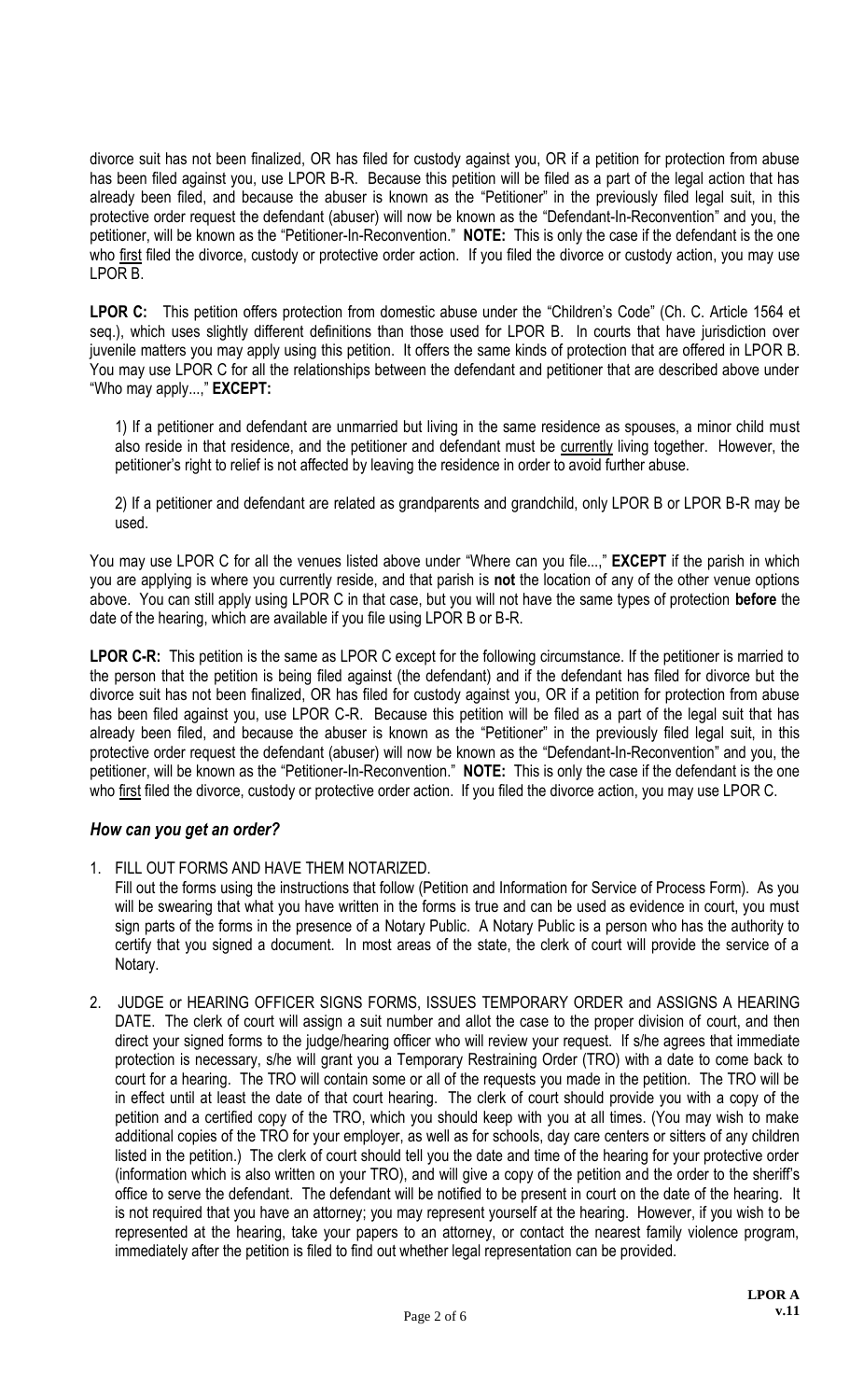divorce suit has not been finalized, OR has filed for custody against you, OR if a petition for protection from abuse has been filed against you, use LPOR B-R. Because this petition will be filed as a part of the legal action that has already been filed, and because the abuser is known as the "Petitioner" in the previously filed legal suit, in this protective order request the defendant (abuser) will now be known as the "Defendant-In-Reconvention" and you, the petitioner, will be known as the "Petitioner-In-Reconvention." **NOTE:** This is only the case if the defendant is the one who first filed the divorce, custody or protective order action. If you filed the divorce or custody action, you may use LPOR B.

**LPOR C:** This petition offers protection from domestic abuse under the "Children's Code" (Ch. C. Article 1564 et seq.), which uses slightly different definitions than those used for LPOR B. In courts that have jurisdiction over juvenile matters you may apply using this petition. It offers the same kinds of protection that are offered in LPOR B. You may use LPOR C for all the relationships between the defendant and petitioner that are described above under "Who may apply...," **EXCEPT:**

1) If a petitioner and defendant are unmarried but living in the same residence as spouses, a minor child must also reside in that residence, and the petitioner and defendant must be currently living together. However, the petitioner's right to relief is not affected by leaving the residence in order to avoid further abuse.

2) If a petitioner and defendant are related as grandparents and grandchild, only LPOR B or LPOR B-R may be used.

You may use LPOR C for all the venues listed above under "Where can you file...," **EXCEPT** if the parish in which you are applying is where you currently reside, and that parish is **not** the location of any of the other venue options above. You can still apply using LPOR C in that case, but you will not have the same types of protection **before** the date of the hearing, which are available if you file using LPOR B or B-R.

**LPOR C-R:** This petition is the same as LPOR C except for the following circumstance. If the petitioner is married to the person that the petition is being filed against (the defendant) and if the defendant has filed for divorce but the divorce suit has not been finalized, OR has filed for custody against you, OR if a petition for protection from abuse has been filed against you, use LPOR C-R. Because this petition will be filed as a part of the legal suit that has already been filed, and because the abuser is known as the "Petitioner" in the previously filed legal suit, in this protective order request the defendant (abuser) will now be known as the "Defendant-In-Reconvention" and you, the petitioner, will be known as the "Petitioner-In-Reconvention." **NOTE:** This is only the case if the defendant is the one who first filed the divorce, custody or protective order action. If you filed the divorce action, you may use LPOR C.

### *How can you get an order?*

1. FILL OUT FORMS AND HAVE THEM NOTARIZED.
   Fill out the forms using the instructions that follow (Petition and Information for Service of Process Form). As you will be swearing that what you have written in the forms is true and can be used as evidence in court, you must sign parts of the forms in the presence of a Notary Public. A Notary Public is a person who has the authority to certify that you signed a document. In most areas of the state, the clerk of court will provide the service of a Notary.

2. JUDGE or HEARING OFFICER SIGNS FORMS, ISSUES TEMPORARY ORDER and ASSIGNS A HEARING DATE. The clerk of court will assign a suit number and allot the case to the proper division of court, and then direct your signed forms to the judge/hearing officer who will review your request. If s/he agrees that immediate protection is necessary, s/he will grant you a Temporary Restraining Order (TRO) with a date to come back to court for a hearing. The TRO will contain some or all of the requests you made in the petition. The TRO will be in effect until at least the date of that court hearing. The clerk of court should provide you with a copy of the petition and a certified copy of the TRO, which you should keep with you at all times. (You may wish to make additional copies of the TRO for your employer, as well as for schools, day care centers or sitters of any children listed in the petition.) The clerk of court should tell you the date and time of the hearing for your protective order (information which is also written on your TRO), and will give a copy of the petition and the order to the sheriff's office to serve the defendant. The defendant will be notified to be present in court on the date of the hearing. It is not required that you have an attorney; you may represent yourself at the hearing. However, if you wish to be represented at the hearing, take your papers to an attorney, or contact the nearest family violence program, immediately after the petition is filed to find out whether legal representation can be provided.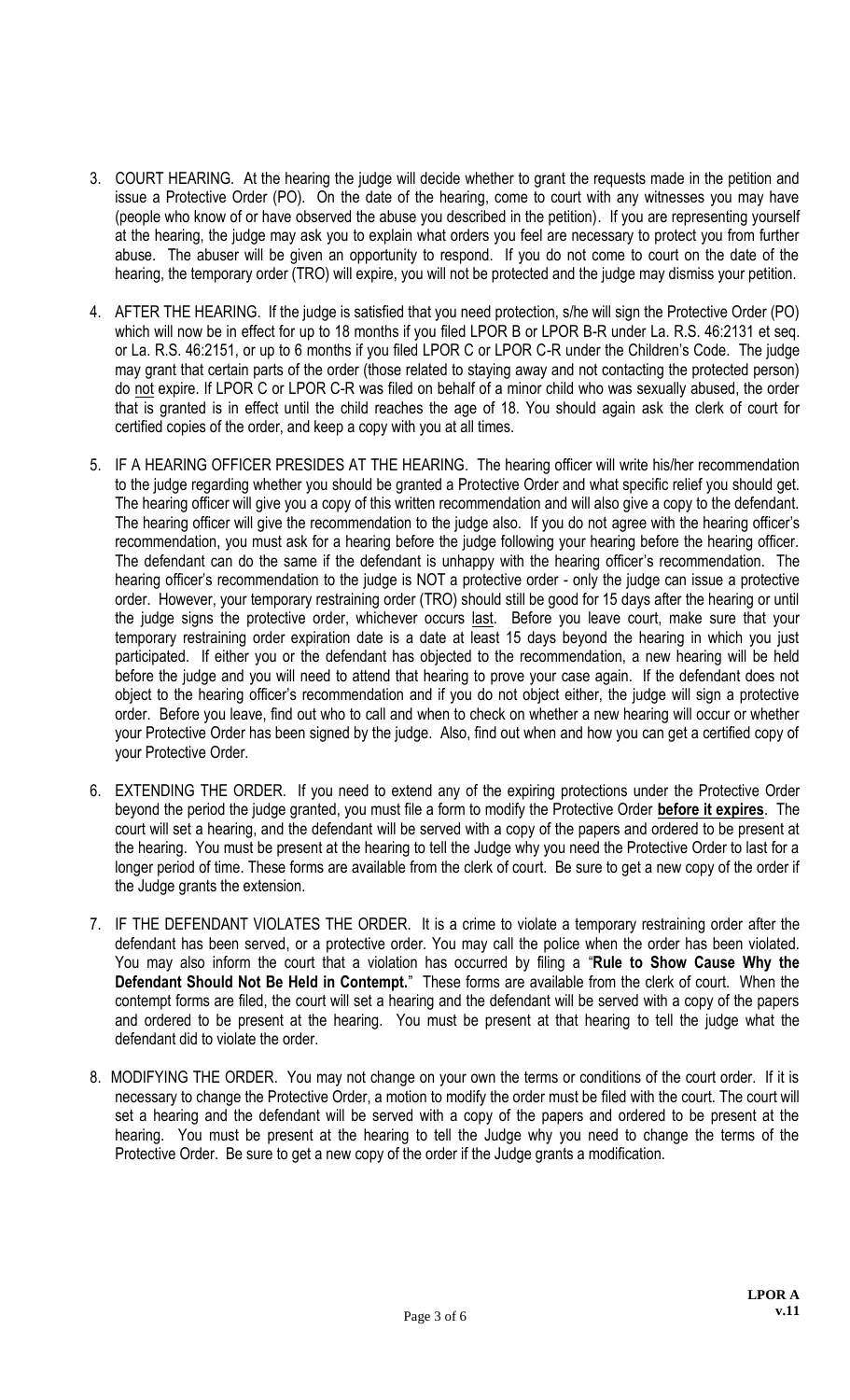3. COURT HEARING. At the hearing the judge will decide whether to grant the requests made in the petition and issue a Protective Order (PO). On the date of the hearing, come to court with any witnesses you may have (people who know of or have observed the abuse you described in the petition). If you are representing yourself at the hearing, the judge may ask you to explain what orders you feel are necessary to protect you from further abuse. The abuser will be given an opportunity to respond. If you do not come to court on the date of the hearing, the temporary order (TRO) will expire, you will not be protected and the judge may dismiss your petition.

4. AFTER THE HEARING. If the judge is satisfied that you need protection, s/he will sign the Protective Order (PO) which will now be in effect for up to 18 months if you filed LPOR B or LPOR B-R under La. R.S. 46:2131 et seq. or La. R.S. 46:2151, or up to 6 months if you filed LPOR C or LPOR C-R under the Children's Code. The judge may grant that certain parts of the order (those related to staying away and not contacting the protected person) do <u>not</u> expire. If LPOR C or LPOR C-R was filed on behalf of a minor child who was sexually abused, the order that is granted is in effect until the child reaches the age of 18. You should again ask the clerk of court for certified copies of the order, and keep a copy with you at all times.

5. IF A HEARING OFFICER PRESIDES AT THE HEARING. The hearing officer will write his/her recommendation to the judge regarding whether you should be granted a Protective Order and what specific relief you should get. The hearing officer will give you a copy of this written recommendation and will also give a copy to the defendant. The hearing officer will give the recommendation to the judge also. If you do not agree with the hearing officer's recommendation, you must ask for a hearing before the judge following your hearing before the hearing officer. The defendant can do the same if the defendant is unhappy with the hearing officer's recommendation. The hearing officer's recommendation to the judge is NOT a protective order - only the judge can issue a protective order. However, your temporary restraining order (TRO) should still be good for 15 days after the hearing or until the judge signs the protective order, whichever occurs <u>last</u>. Before you leave court, make sure that your temporary restraining order expiration date is a date at least 15 days beyond the hearing in which you just participated. If either you or the defendant has objected to the recommendation, a new hearing will be held before the judge and you will need to attend that hearing to prove your case again. If the defendant does not object to the hearing officer's recommendation and if you do not object either, the judge will sign a protective order. Before you leave, find out who to call and when to check on whether a new hearing will occur or whether your Protective Order has been signed by the judge. Also, find out when and how you can get a certified copy of your Protective Order.

6. EXTENDING THE ORDER. If you need to extend any of the expiring protections under the Protective Order beyond the period the judge granted, you must file a form to modify the Protective Order **<u>before it expires</u>**. The court will set a hearing, and the defendant will be served with a copy of the papers and ordered to be present at the hearing. You must be present at the hearing to tell the Judge why you need the Protective Order to last for a longer period of time. These forms are available from the clerk of court. Be sure to get a new copy of the order if the Judge grants the extension.

7. IF THE DEFENDANT VIOLATES THE ORDER. It is a crime to violate a temporary restraining order after the defendant has been served, or a protective order. You may call the police when the order has been violated. You may also inform the court that a violation has occurred by filing a "**Rule to Show Cause Why the Defendant Should Not Be Held in Contempt.**" These forms are available from the clerk of court. When the contempt forms are filed, the court will set a hearing and the defendant will be served with a copy of the papers and ordered to be present at the hearing. You must be present at that hearing to tell the judge what the defendant did to violate the order.

8. MODIFYING THE ORDER. You may not change on your own the terms or conditions of the court order. If it is necessary to change the Protective Order, a motion to modify the order must be filed with the court. The court will set a hearing and the defendant will be served with a copy of the papers and ordered to be present at the hearing. You must be present at the hearing to tell the Judge why you need to change the terms of the Protective Order. Be sure to get a new copy of the order if the Judge grants a modification.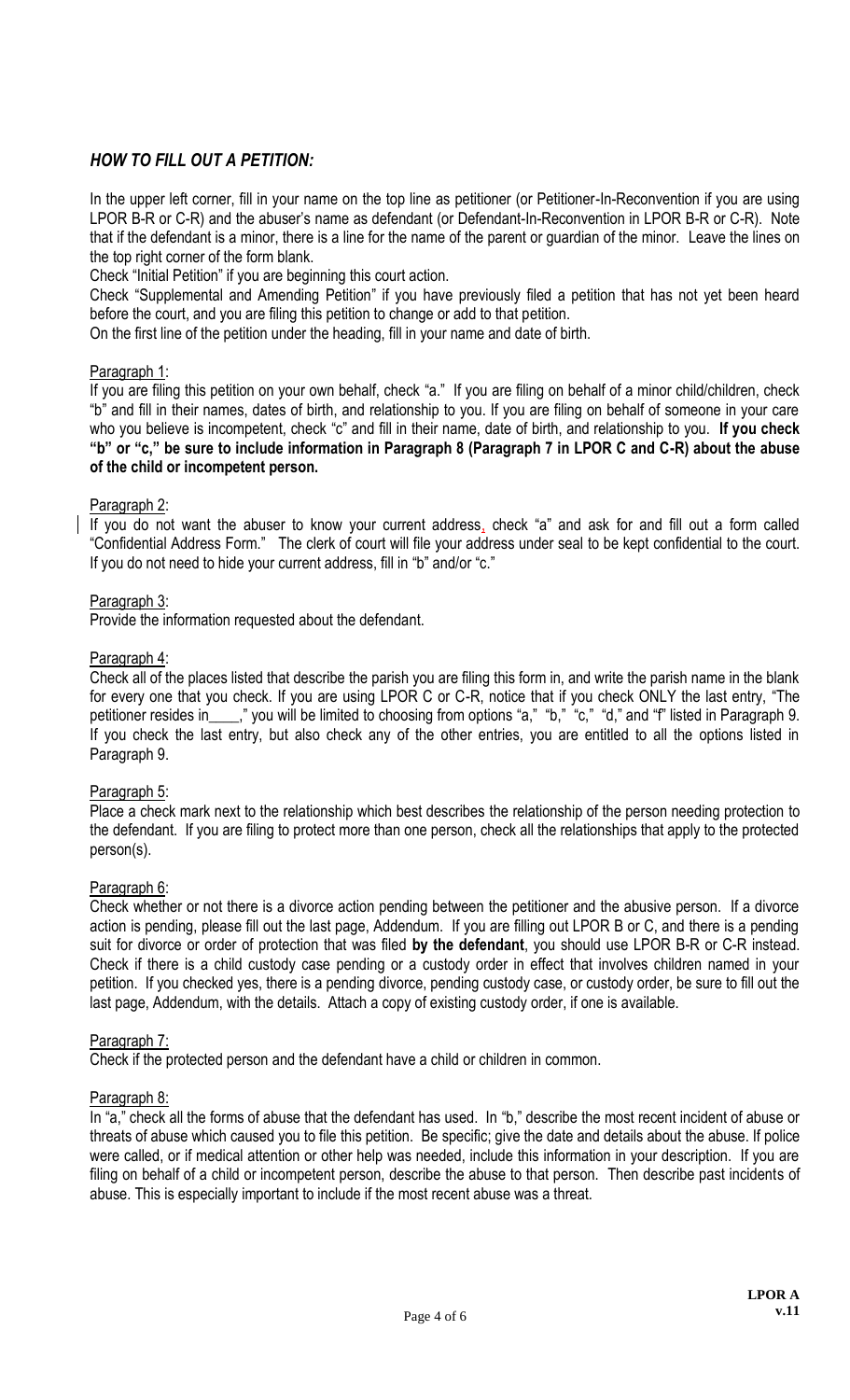## *HOW TO FILL OUT A PETITION:*

In the upper left corner, fill in your name on the top line as petitioner (or Petitioner-In-Reconvention if you are using LPOR B-R or C-R) and the abuser's name as defendant (or Defendant-In-Reconvention in LPOR B-R or C-R). Note that if the defendant is a minor, there is a line for the name of the parent or guardian of the minor. Leave the lines on the top right corner of the form blank.

Check "Initial Petition" if you are beginning this court action.

Check "Supplemental and Amending Petition" if you have previously filed a petition that has not yet been heard before the court, and you are filing this petition to change or add to that petition.

On the first line of the petition under the heading, fill in your name and date of birth.

Paragraph 1:

If you are filing this petition on your own behalf, check "a." If you are filing on behalf of a minor child/children, check "b" and fill in their names, dates of birth, and relationship to you. If you are filing on behalf of someone in your care who you believe is incompetent, check "c" and fill in their name, date of birth, and relationship to you. **If you check "b" or "c," be sure to include information in Paragraph 8 (Paragraph 7 in LPOR C and C-R) about the abuse of the child or incompetent person.**

Paragraph 2:

If you do not want the abuser to know your current address, check "a" and ask for and fill out a form called "Confidential Address Form." The clerk of court will file your address under seal to be kept confidential to the court. If you do not need to hide your current address, fill in "b" and/or "c."

Paragraph 3:

Provide the information requested about the defendant.

Paragraph 4:

Check all of the places listed that describe the parish you are filing this form in, and write the parish name in the blank for every one that you check. If you are using LPOR C or C-R, notice that if you check ONLY the last entry, "The petitioner resides in____," you will be limited to choosing from options "a," "b," "c," "d," and "f" listed in Paragraph 9. If you check the last entry, but also check any of the other entries, you are entitled to all the options listed in Paragraph 9.

Paragraph 5:

Place a check mark next to the relationship which best describes the relationship of the person needing protection to the defendant. If you are filing to protect more than one person, check all the relationships that apply to the protected person(s).

Paragraph 6:

Check whether or not there is a divorce action pending between the petitioner and the abusive person. If a divorce action is pending, please fill out the last page, Addendum. If you are filling out LPOR B or C, and there is a pending suit for divorce or order of protection that was filed **by the defendant**, you should use LPOR B-R or C-R instead. Check if there is a child custody case pending or a custody order in effect that involves children named in your petition. If you checked yes, there is a pending divorce, pending custody case, or custody order, be sure to fill out the last page, Addendum, with the details. Attach a copy of existing custody order, if one is available.

Paragraph 7:

Check if the protected person and the defendant have a child or children in common.

Paragraph 8:

In "a," check all the forms of abuse that the defendant has used. In "b," describe the most recent incident of abuse or threats of abuse which caused you to file this petition. Be specific; give the date and details about the abuse. If police were called, or if medical attention or other help was needed, include this information in your description. If you are filing on behalf of a child or incompetent person, describe the abuse to that person. Then describe past incidents of abuse. This is especially important to include if the most recent abuse was a threat.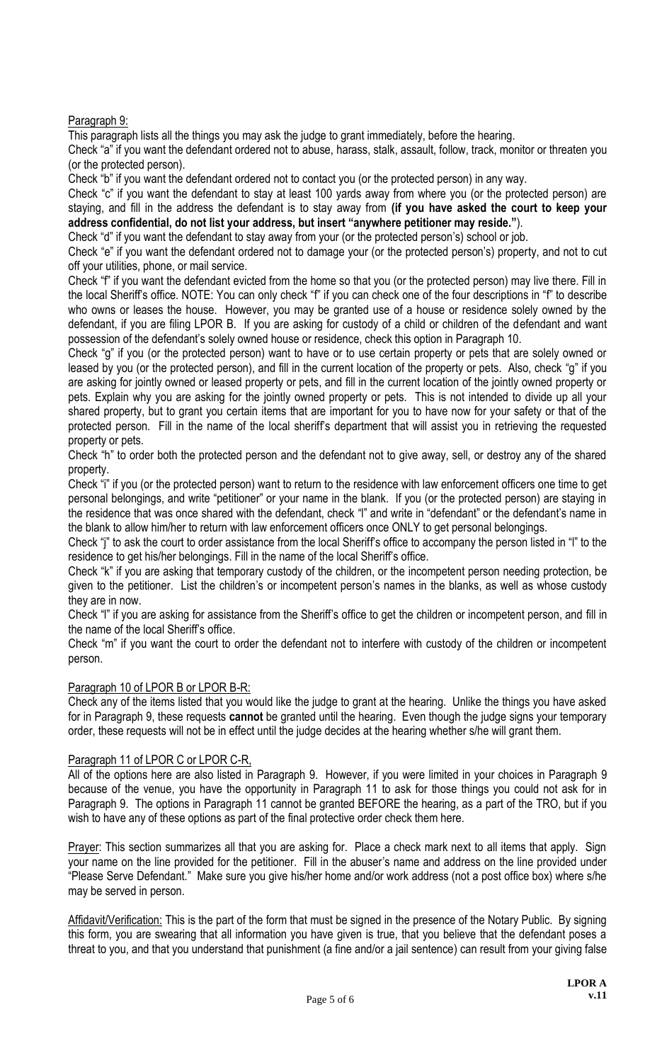Paragraph 9:

This paragraph lists all the things you may ask the judge to grant immediately, before the hearing.

Check "a" if you want the defendant ordered not to abuse, harass, stalk, assault, follow, track, monitor or threaten you (or the protected person).

Check "b" if you want the defendant ordered not to contact you (or the protected person) in any way.

Check "c" if you want the defendant to stay at least 100 yards away from where you (or the protected person) are staying, and fill in the address the defendant is to stay away from **(if you have asked the court to keep your address confidential, do not list your address, but insert "anywhere petitioner may reside.")**.

Check "d" if you want the defendant to stay away from your (or the protected person's) school or job.

Check "e" if you want the defendant ordered not to damage your (or the protected person's) property, and not to cut off your utilities, phone, or mail service.

Check "f" if you want the defendant evicted from the home so that you (or the protected person) may live there. Fill in the local Sheriff's office. NOTE: You can only check "f" if you can check one of the four descriptions in "f" to describe who owns or leases the house. However, you may be granted use of a house or residence solely owned by the defendant, if you are filing LPOR B. If you are asking for custody of a child or children of the defendant and want possession of the defendant's solely owned house or residence, check this option in Paragraph 10.

Check "g" if you (or the protected person) want to have or to use certain property or pets that are solely owned or leased by you (or the protected person), and fill in the current location of the property or pets. Also, check "g" if you are asking for jointly owned or leased property or pets, and fill in the current location of the jointly owned property or pets. Explain why you are asking for the jointly owned property or pets. This is not intended to divide up all your shared property, but to grant you certain items that are important for you to have now for your safety or that of the protected person. Fill in the name of the local sheriff's department that will assist you in retrieving the requested property or pets.

Check "h" to order both the protected person and the defendant not to give away, sell, or destroy any of the shared property.

Check "i" if you (or the protected person) want to return to the residence with law enforcement officers one time to get personal belongings, and write "petitioner" or your name in the blank. If you (or the protected person) are staying in the residence that was once shared with the defendant, check "I" and write in "defendant" or the defendant's name in the blank to allow him/her to return with law enforcement officers once ONLY to get personal belongings.

Check "j" to ask the court to order assistance from the local Sheriff's office to accompany the person listed in "I" to the residence to get his/her belongings. Fill in the name of the local Sheriff's office.

Check "k" if you are asking that temporary custody of the children, or the incompetent person needing protection, be given to the petitioner. List the children's or incompetent person's names in the blanks, as well as whose custody they are in now.

Check "l" if you are asking for assistance from the Sheriff's office to get the children or incompetent person, and fill in the name of the local Sheriff's office.

Check "m" if you want the court to order the defendant not to interfere with custody of the children or incompetent person.

Paragraph 10 of LPOR B or LPOR B-R:

Check any of the items listed that you would like the judge to grant at the hearing. Unlike the things you have asked for in Paragraph 9, these requests **cannot** be granted until the hearing. Even though the judge signs your temporary order, these requests will not be in effect until the judge decides at the hearing whether s/he will grant them.

Paragraph 11 of LPOR C or LPOR C-R,

All of the options here are also listed in Paragraph 9. However, if you were limited in your choices in Paragraph 9 because of the venue, you have the opportunity in Paragraph 11 to ask for those things you could not ask for in Paragraph 9. The options in Paragraph 11 cannot be granted BEFORE the hearing, as a part of the TRO, but if you wish to have any of these options as part of the final protective order check them here.

Prayer: This section summarizes all that you are asking for. Place a check mark next to all items that apply. Sign your name on the line provided for the petitioner. Fill in the abuser's name and address on the line provided under "Please Serve Defendant." Make sure you give his/her home and/or work address (not a post office box) where s/he may be served in person.

Affidavit/Verification: This is the part of the form that must be signed in the presence of the Notary Public. By signing this form, you are swearing that all information you have given is true, that you believe that the defendant poses a threat to you, and that you understand that punishment (a fine and/or a jail sentence) can result from your giving false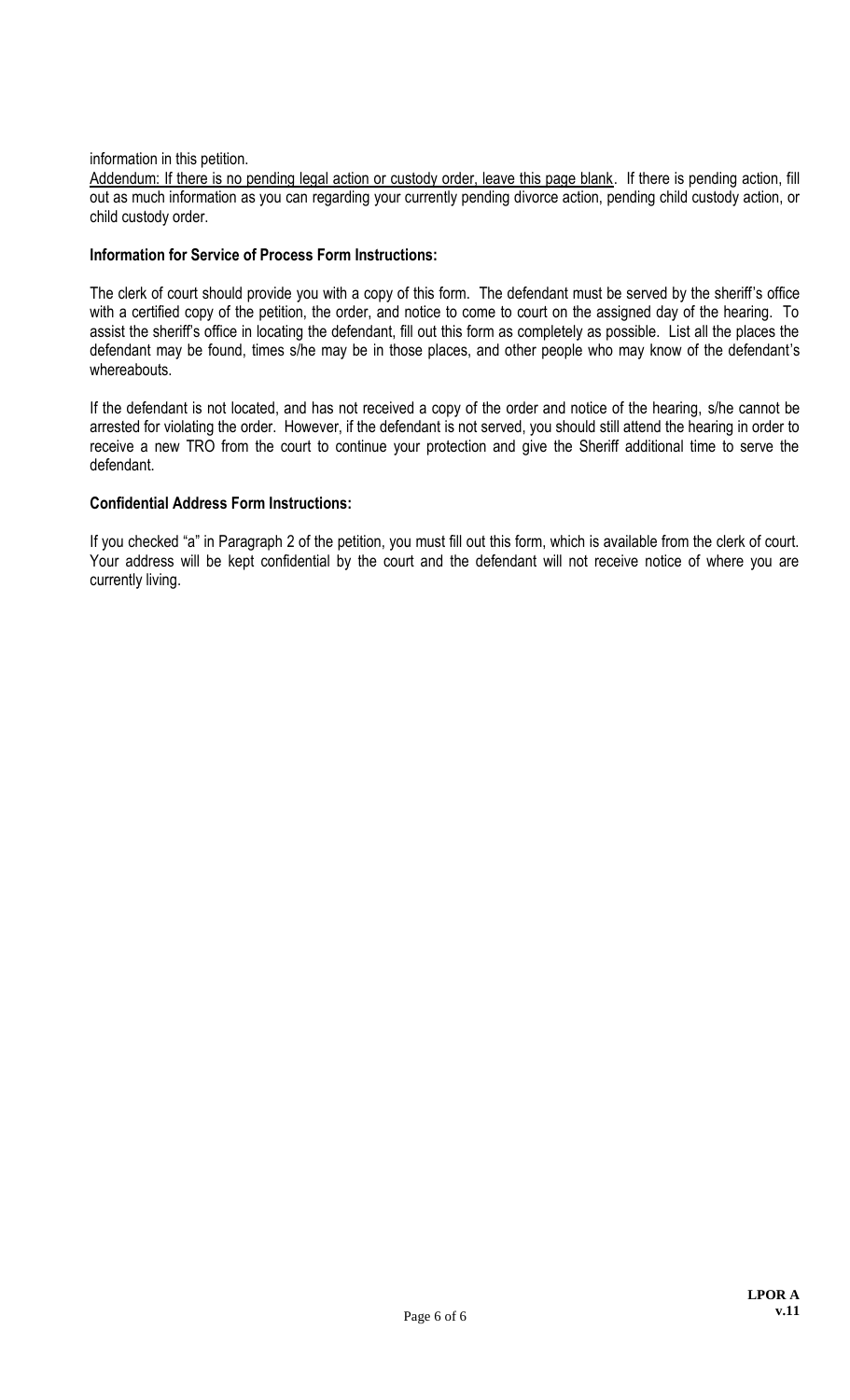information in this petition.

Addendum: If there is no pending legal action or custody order, leave this page blank. If there is pending action, fill out as much information as you can regarding your currently pending divorce action, pending child custody action, or child custody order.

**Information for Service of Process Form Instructions:**

The clerk of court should provide you with a copy of this form. The defendant must be served by the sheriff's office with a certified copy of the petition, the order, and notice to come to court on the assigned day of the hearing. To assist the sheriff's office in locating the defendant, fill out this form as completely as possible. List all the places the defendant may be found, times s/he may be in those places, and other people who may know of the defendant's whereabouts.

If the defendant is not located, and has not received a copy of the order and notice of the hearing, s/he cannot be arrested for violating the order. However, if the defendant is not served, you should still attend the hearing in order to receive a new TRO from the court to continue your protection and give the Sheriff additional time to serve the defendant.

**Confidential Address Form Instructions:**

If you checked "a" in Paragraph 2 of the petition, you must fill out this form, which is available from the clerk of court. Your address will be kept confidential by the court and the defendant will not receive notice of where you are currently living.